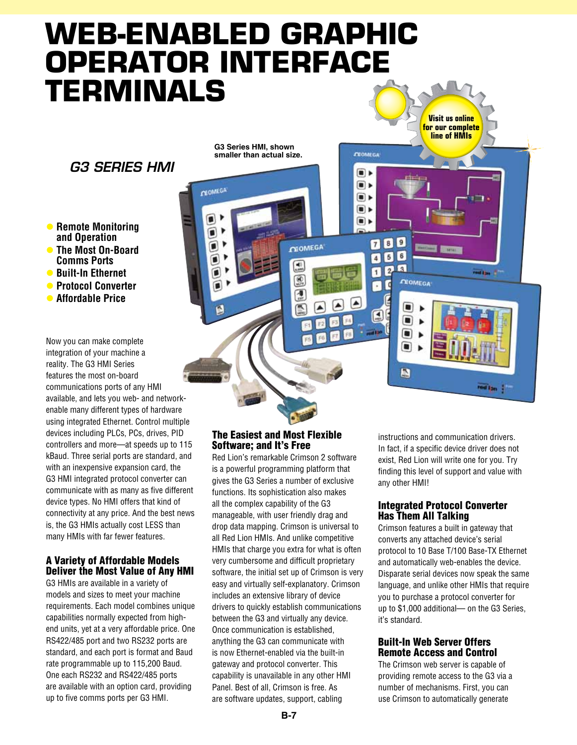# WEB-ENABLED GRAPHIC OPERATOR INTERFACE TERMINALS

Visit us online for our complete line of HMIs

## G3 SERIES HMI

G3 Series HMI, shown smaller than actual size.

- Remote Monitoring and Operation
- The Most On-Board Comms Ports
- Built-In Ethernet
- Protocol Converter
- Affordable Price

Now you can make complete integration of your machine a reality. The G3 HMI Series features the most on-board communications ports of any HMI available, and lets you web- and network-enable many different types of hardware using integrated Ethernet. Control multiple devices including PLCs, PCs, drives, PID controllers and more—at speeds up to 115 kBaud. Three serial ports are standard, and with an inexpensive expansion card, the G3 HMI integrated protocol converter can communicate with as many as five different device types. No HMI offers that kind of connectivity at any price. And the best news is, the G3 HMIs actually cost LESS than many HMIs with far fewer features.

### A Variety of Affordable Models Deliver the Most Value of Any HMI

G3 HMIs are available in a variety of models and sizes to meet your machine requirements. Each model combines unique capabilities normally expected from high-end units, yet at a very affordable price. One RS422/485 port and two RS232 ports are standard, and each port is format and Baud rate programmable up to 115,200 Baud. One each RS232 and RS422/485 ports are available with an option card, providing up to five comms ports per G3 HMI.

### The Easiest and Most Flexible Software; and It's Free

Red Lion's remarkable Crimson 2 software is a powerful programming platform that gives the G3 Series a number of exclusive functions. Its sophistication also makes all the complex capability of the G3 manageable, with user friendly drag and drop data mapping. Crimson is universal to all Red Lion HMIs. And unlike competitive HMIs that charge you extra for what is often very cumbersome and difficult proprietary software, the initial set up of Crimson is very easy and virtually self-explanatory. Crimson includes an extensive library of device drivers to quickly establish communications between the G3 and virtually any device. Once communication is established, anything the G3 can communicate with is now Ethernet-enabled via the built-in gateway and protocol converter. This capability is unavailable in any other HMI Panel. Best of all, Crimson is free. As are software updates, support, cabling instructions and communication drivers. In fact, if a specific device driver does not exist, Red Lion will write one for you. Try finding this level of support and value with any other HMI!

### Integrated Protocol Converter Has Them All Talking

Crimson features a built in gateway that converts any attached device's serial protocol to 10 Base T/100 Base-TX Ethernet and automatically web-enables the device. Disparate serial devices now speak the same language, and unlike other HMIs that require you to purchase a protocol converter for up to $1,000 additional— on the G3 Series, it's standard.

### Built-In Web Server Offers Remote Access and Control

The Crimson web server is capable of providing remote access to the G3 via a number of mechanisms. First, you can use Crimson to automatically generate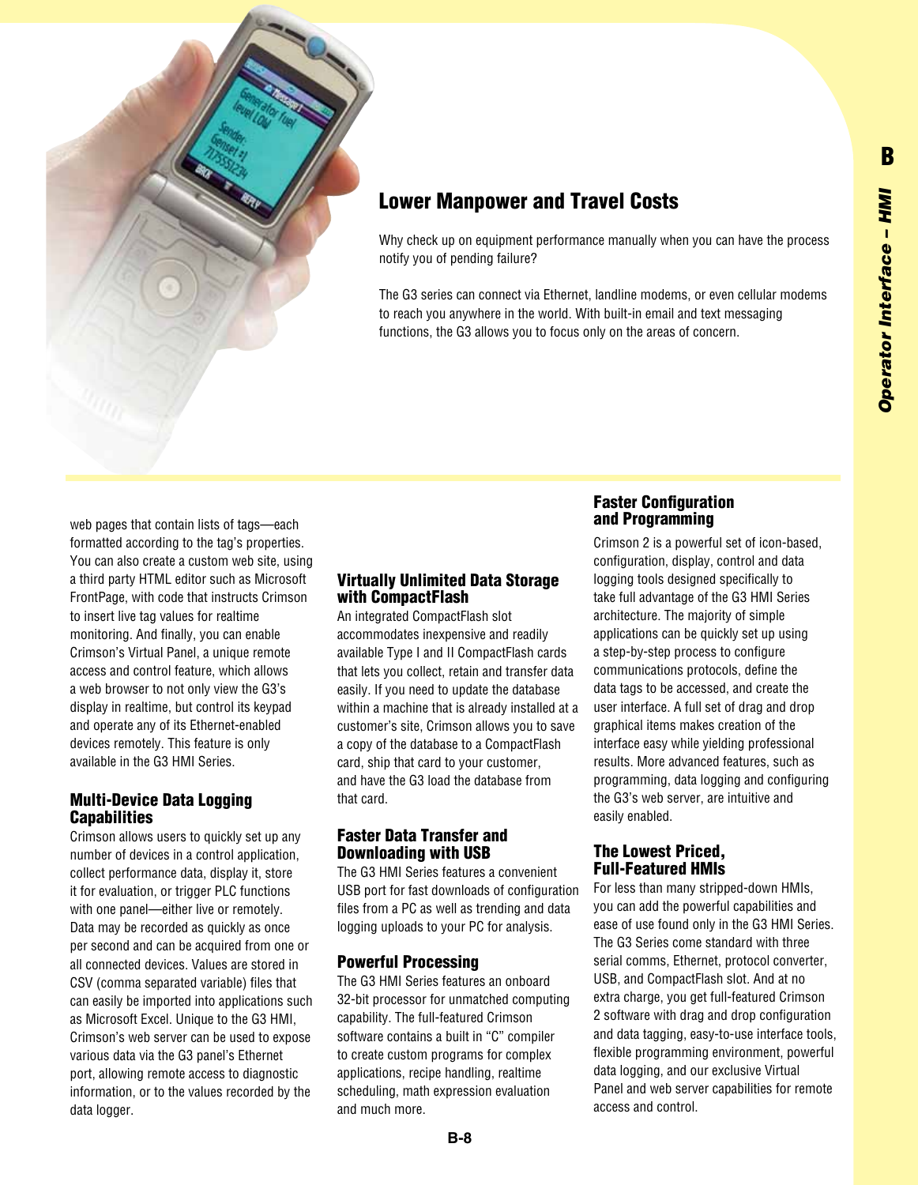## Lower Manpower and Travel Costs

Why check up on equipment performance manually when you can have the process notify you of pending failure?

The G3 series can connect via Ethernet, landline modems, or even cellular modems to reach you anywhere in the world. With built-in email and text messaging functions, the G3 allows you to focus only on the areas of concern.

web pages that contain lists of tags—each formatted according to the tag's properties. You can also create a custom web site, using a third party HTML editor such as Microsoft FrontPage, with code that instructs Crimson to insert live tag values for realtime monitoring. And finally, you can enable Crimson's Virtual Panel, a unique remote access and control feature, which allows a web browser to not only view the G3's display in realtime, but control its keypad and operate any of its Ethernet-enabled devices remotely. This feature is only available in the G3 HMI Series.

### Multi-Device Data Logging Capabilities

Crimson allows users to quickly set up any number of devices in a control application, collect performance data, display it, store it for evaluation, or trigger PLC functions with one panel—either live or remotely. Data may be recorded as quickly as once per second and can be acquired from one or all connected devices. Values are stored in CSV (comma separated variable) files that can easily be imported into applications such as Microsoft Excel. Unique to the G3 HMI, Crimson's web server can be used to expose various data via the G3 panel's Ethernet port, allowing remote access to diagnostic information, or to the values recorded by the data logger.

### Virtually Unlimited Data Storage with CompactFlash

An integrated CompactFlash slot accommodates inexpensive and readily available Type I and II CompactFlash cards that lets you collect, retain and transfer data easily. If you need to update the database within a machine that is already installed at a customer's site, Crimson allows you to save a copy of the database to a CompactFlash card, ship that card to your customer, and have the G3 load the database from that card.

### Faster Data Transfer and Downloading with USB

The G3 HMI Series features a convenient USB port for fast downloads of configuration files from a PC as well as trending and data logging uploads to your PC for analysis.

### Powerful Processing

The G3 HMI Series features an onboard 32-bit processor for unmatched computing capability. The full-featured Crimson software contains a built in "C" compiler to create custom programs for complex applications, recipe handling, realtime scheduling, math expression evaluation and much more.

### Faster Configuration and Programming

Crimson 2 is a powerful set of icon-based, configuration, display, control and data logging tools designed specifically to take full advantage of the G3 HMI Series architecture. The majority of simple applications can be quickly set up using a step-by-step process to configure communications protocols, define the data tags to be accessed, and create the user interface. A full set of drag and drop graphical items makes creation of the interface easy while yielding professional results. More advanced features, such as programming, data logging and configuring the G3's web server, are intuitive and easily enabled.

### The Lowest Priced, Full-Featured HMIs

For less than many stripped-down HMIs, you can add the powerful capabilities and ease of use found only in the G3 HMI Series. The G3 Series come standard with three serial comms, Ethernet, protocol converter, USB, and CompactFlash slot. And at no extra charge, you get full-featured Crimson 2 software with drag and drop configuration and data tagging, easy-to-use interface tools, flexible programming environment, powerful data logging, and our exclusive Virtual Panel and web server capabilities for remote access and control.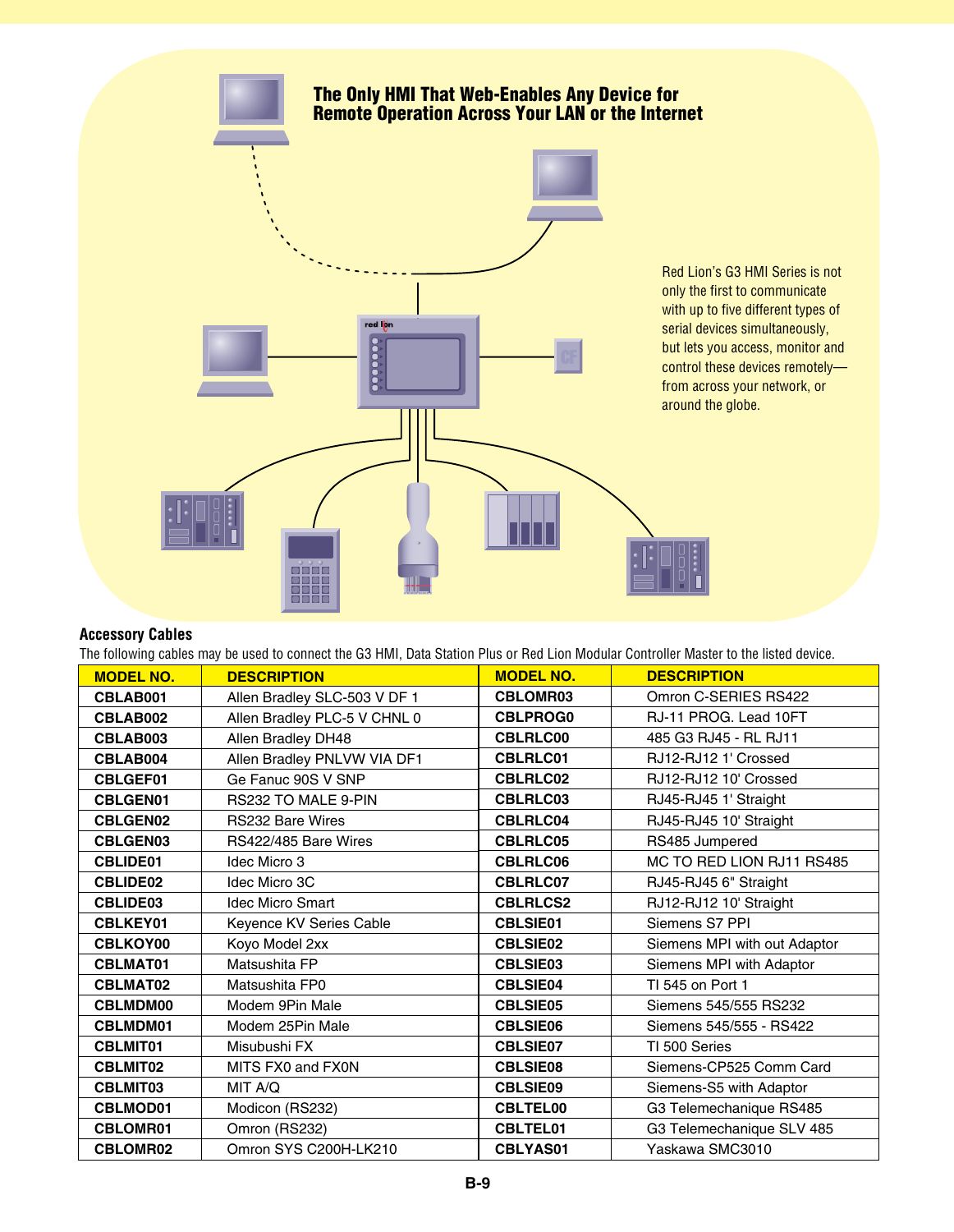## The Only HMI That Web-Enables Any Device for Remote Operation Across Your LAN or the Internet

Red Lion's G3 HMI Series is not only the first to communicate with up to five different types of serial devices simultaneously, but lets you access, monitor and control these devices remotely—from across your network, or around the globe.

### Accessory Cables

The following cables may be used to connect the G3 HMI, Data Station Plus or Red Lion Modular Controller Master to the listed device.

| MODEL NO. | DESCRIPTION | MODEL NO. | DESCRIPTION |
|---|---|---|---|
| CBLAB001 | Allen Bradley SLC-503 V DF 1 | CBLOMR03 | Omron C-SERIES RS422 |
| CBLAB002 | Allen Bradley PLC-5 V CHNL 0 | CBLPROG0 | RJ-11 PROG. Lead 10FT |
| CBLAB003 | Allen Bradley DH48 | CBLRLC00 | 485 G3 RJ45 - RL RJ11 |
| CBLAB004 | Allen Bradley PNLVW VIA DF1 | CBLRLC01 | RJ12-RJ12 1' Crossed |
| CBLGEF01 | Ge Fanuc 90S V SNP | CBLRLC02 | RJ12-RJ12 10' Crossed |
| CBLGEN01 | RS232 TO MALE 9-PIN | CBLRLC03 | RJ45-RJ45 1' Straight |
| CBLGEN02 | RS232 Bare Wires | CBLRLC04 | RJ45-RJ45 10' Straight |
| CBLGEN03 | RS422/485 Bare Wires | CBLRLC05 | RS485 Jumpered |
| CBLIDE01 | Idec Micro 3 | CBLRLC06 | MC TO RED LION RJ11 RS485 |
| CBLIDE02 | Idec Micro 3C | CBLRLC07 | RJ45-RJ45 6" Straight |
| CBLIDE03 | Idec Micro Smart | CBLRLCS2 | RJ12-RJ12 10' Straight |
| CBLKEY01 | Keyence KV Series Cable | CBLSIE01 | Siemens S7 PPI |
| CBLKOY00 | Koyo Model 2xx | CBLSIE02 | Siemens MPI with out Adaptor |
| CBLMAT01 | Matsushita FP | CBLSIE03 | Siemens MPI with Adaptor |
| CBLMAT02 | Matsushita FP0 | CBLSIE04 | TI 545 on Port 1 |
| CBLMDM00 | Modem 9Pin Male | CBLSIE05 | Siemens 545/555 RS232 |
| CBLMDM01 | Modem 25Pin Male | CBLSIE06 | Siemens 545/555 - RS422 |
| CBLMIT01 | Misubushi FX | CBLSIE07 | TI 500 Series |
| CBLMIT02 | MITS FX0 and FX0N | CBLSIE08 | Siemens-CP525 Comm Card |
| CBLMIT03 | MIT A/Q | CBLSIE09 | Siemens-S5 with Adaptor |
| CBLMOD01 | Modicon (RS232) | CBLTEL00 | G3 Telemechanique RS485 |
| CBLOMR01 | Omron (RS232) | CBLTEL01 | G3 Telemechanique SLV 485 |
| CBLOMR02 | Omron SYS C200H-LK210 | CBLYAS01 | Yaskawa SMC3010 |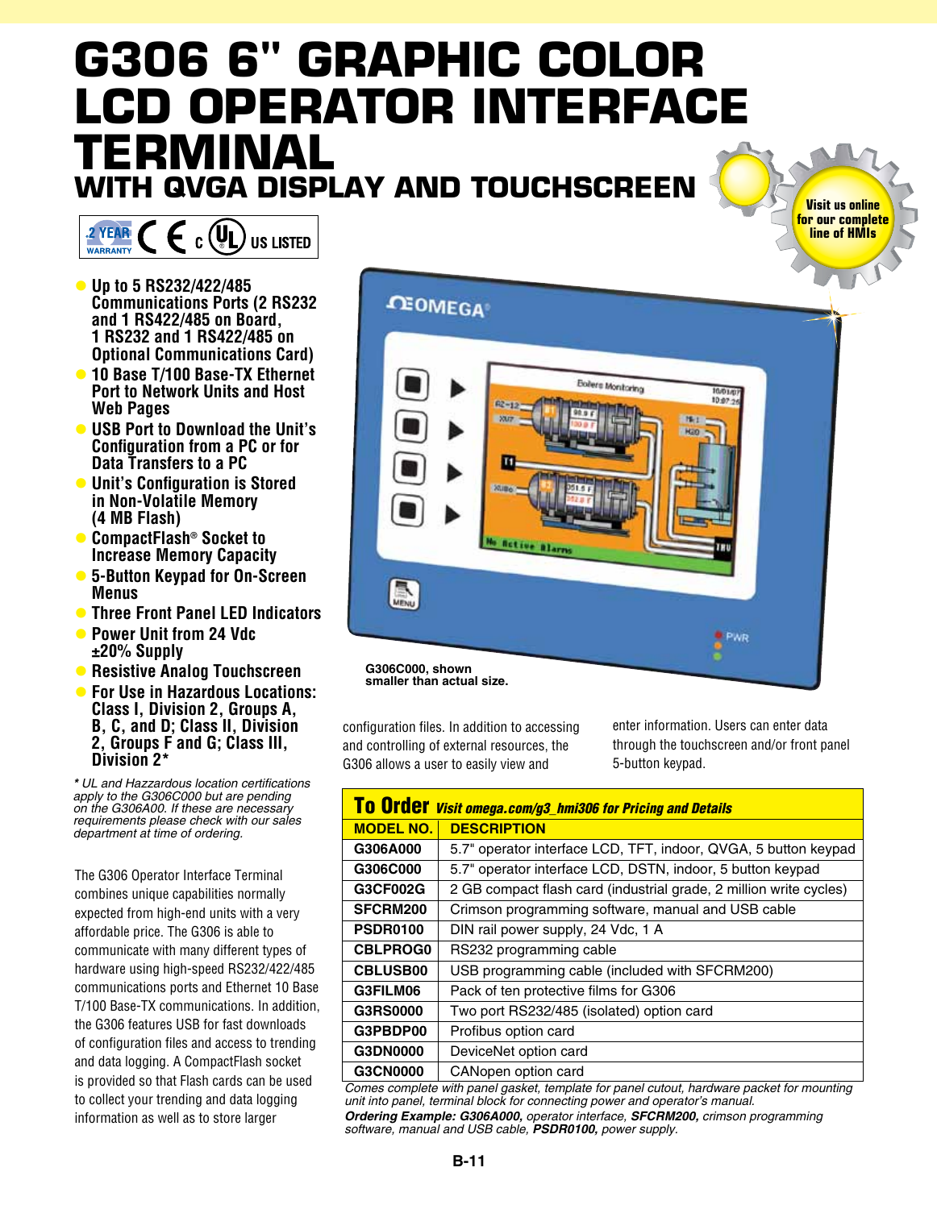# G306 6" GRAPHIC COLOR LCD OPERATOR INTERFACE TERMINAL

## WITH QVGA DISPLAY AND TOUCHSCREEN

2 YEAR WARRANTY CE c UL US LISTED

Visit us online for our complete line of HMIs

- Up to 5 RS232/422/485 Communications Ports (2 RS232 and 1 RS422/485 on Board, 1 RS232 and 1 RS422/485 on Optional Communications Card)
- 10 Base T/100 Base-TX Ethernet Port to Network Units and Host Web Pages
- USB Port to Download the Unit's Configuration from a PC or for Data Transfers to a PC
- Unit's Configuration is Stored in Non-Volatile Memory (4 MB Flash)
- CompactFlash® Socket to Increase Memory Capacity
- 5-Button Keypad for On-Screen Menus
- Three Front Panel LED Indicators
- Power Unit from 24 Vdc ±20% Supply
- Resistive Analog Touchscreen
- For Use in Hazardous Locations: Class I, Division 2, Groups A, B, C, and D; Class II, Division 2, Groups F and G; Class III, Division 2*

*\* UL and Hazzardous location certifications apply to the G306C000 but are pending on the G306A00. If these are necessary requirements please check with our sales department at time of ordering.*

G306C000, shown smaller than actual size.

The G306 Operator Interface Terminal combines unique capabilities normally expected from high-end units with a very affordable price. The G306 is able to communicate with many different types of hardware using high-speed RS232/422/485 communications ports and Ethernet 10 Base T/100 Base-TX communications. In addition, the G306 features USB for fast downloads of configuration files and access to trending and data logging. A CompactFlash socket is provided so that Flash cards can be used to collect your trending and data logging information as well as to store larger configuration files. In addition to accessing and controlling of external resources, the G306 allows a user to easily view and enter information. Users can enter data through the touchscreen and/or front panel 5-button keypad.

## To Order *Visit omega.com/g3_hmi306 for Pricing and Details*

| MODEL NO. | DESCRIPTION |
|---|---|
| G306A000 | 5.7" operator interface LCD, TFT, indoor, QVGA, 5 button keypad |
| G306C000 | 5.7" operator interface LCD, DSTN, indoor, 5 button keypad |
| G3CF002G | 2 GB compact flash card (industrial grade, 2 million write cycles) |
| SFCRM200 | Crimson programming software, manual and USB cable |
| PSDR0100 | DIN rail power supply, 24 Vdc, 1 A |
| CBLPROG0 | RS232 programming cable |
| CBLUSB00 | USB programming cable (included with SFCRM200) |
| G3FILM06 | Pack of ten protective films for G306 |
| G3RS0000 | Two port RS232/485 (isolated) option card |
| G3PBDP00 | Profibus option card |
| G3DN0000 | DeviceNet option card |
| G3CN0000 | CANopen option card |

*Comes complete with panel gasket, template for panel cutout, hardware packet for mounting unit into panel, terminal block for connecting power and operator's manual.*

***Ordering Example: G306A000,** operator interface, **SFCRM200,** crimson programming software, manual and USB cable, **PSDR0100,** power supply.*